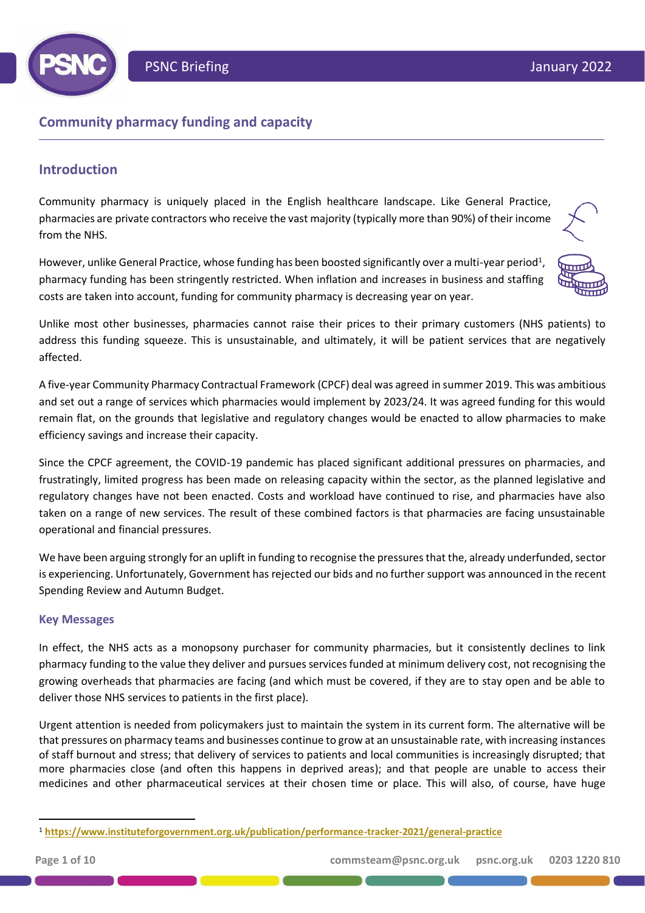# Community pharmacy funding and capacity

## Introduction

Community pharmacy is uniquely placed in the English healthcare landscape. Like General Practice, pharmacies are private contractors who receive the vast majority (typically more than 90%) of their income from the NHS.

However, unlike General Practice, whose funding has been boosted significantly over a multi-year period[1], pharmacy funding has been stringently restricted. When inflation and increases in business and staffing costs are taken into account, funding for community pharmacy is decreasing year on year.

Unlike most other businesses, pharmacies cannot raise their prices to their primary customers (NHS patients) to address this funding squeeze. This is unsustainable, and ultimately, it will be patient services that are negatively affected.

A five-year Community Pharmacy Contractual Framework (CPCF) deal was agreed in summer 2019. This was ambitious and set out a range of services which pharmacies would implement by 2023/24. It was agreed funding for this would remain flat, on the grounds that legislative and regulatory changes would be enacted to allow pharmacies to make efficiency savings and increase their capacity.

Since the CPCF agreement, the COVID-19 pandemic has placed significant additional pressures on pharmacies, and frustratingly, limited progress has been made on releasing capacity within the sector, as the planned legislative and regulatory changes have not been enacted. Costs and workload have continued to rise, and pharmacies have also taken on a range of new services. The result of these combined factors is that pharmacies are facing unsustainable operational and financial pressures.

We have been arguing strongly for an uplift in funding to recognise the pressures that the, already underfunded, sector is experiencing. Unfortunately, Government has rejected our bids and no further support was announced in the recent Spending Review and Autumn Budget.

### Key Messages

In effect, the NHS acts as a monopsony purchaser for community pharmacies, but it consistently declines to link pharmacy funding to the value they deliver and pursues services funded at minimum delivery cost, not recognising the growing overheads that pharmacies are facing (and which must be covered, if they are to stay open and be able to deliver those NHS services to patients in the first place).

Urgent attention is needed from policymakers just to maintain the system in its current form. The alternative will be that pressures on pharmacy teams and businesses continue to grow at an unsustainable rate, with increasing instances of staff burnout and stress; that delivery of services to patients and local communities is increasingly disrupted; that more pharmacies close (and often this happens in deprived areas); and that people are unable to access their medicines and other pharmaceutical services at their chosen time or place. This will also, of course, have huge

[1] **https://www.instituteforgovernment.org.uk/publication/performance-tracker-2021/general-practice**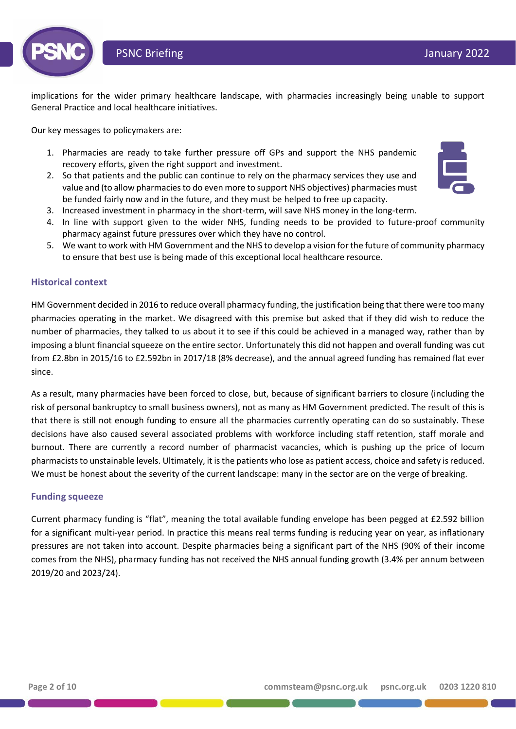implications for the wider primary healthcare landscape, with pharmacies increasingly being unable to support General Practice and local healthcare initiatives.

Our key messages to policymakers are:

1. Pharmacies are ready to take further pressure off GPs and support the NHS pandemic recovery efforts, given the right support and investment.
2. So that patients and the public can continue to rely on the pharmacy services they use and value and (to allow pharmacies to do even more to support NHS objectives) pharmacies must be funded fairly now and in the future, and they must be helped to free up capacity.
3. Increased investment in pharmacy in the short-term, will save NHS money in the long-term.
4. In line with support given to the wider NHS, funding needs to be provided to future-proof community pharmacy against future pressures over which they have no control.
5. We want to work with HM Government and the NHS to develop a vision for the future of community pharmacy to ensure that best use is being made of this exceptional local healthcare resource.

## Historical context

HM Government decided in 2016 to reduce overall pharmacy funding, the justification being that there were too many pharmacies operating in the market. We disagreed with this premise but asked that if they did wish to reduce the number of pharmacies, they talked to us about it to see if this could be achieved in a managed way, rather than by imposing a blunt financial squeeze on the entire sector. Unfortunately this did not happen and overall funding was cut from £2.8bn in 2015/16 to £2.592bn in 2017/18 (8% decrease), and the annual agreed funding has remained flat ever since.

As a result, many pharmacies have been forced to close, but, because of significant barriers to closure (including the risk of personal bankruptcy to small business owners), not as many as HM Government predicted. The result of this is that there is still not enough funding to ensure all the pharmacies currently operating can do so sustainably. These decisions have also caused several associated problems with workforce including staff retention, staff morale and burnout. There are currently a record number of pharmacist vacancies, which is pushing up the price of locum pharmacists to unsustainable levels. Ultimately, it is the patients who lose as patient access, choice and safety is reduced. We must be honest about the severity of the current landscape: many in the sector are on the verge of breaking.

## Funding squeeze

Current pharmacy funding is "flat", meaning the total available funding envelope has been pegged at £2.592 billion for a significant multi-year period. In practice this means real terms funding is reducing year on year, as inflationary pressures are not taken into account. Despite pharmacies being a significant part of the NHS (90% of their income comes from the NHS), pharmacy funding has not received the NHS annual funding growth (3.4% per annum between 2019/20 and 2023/24).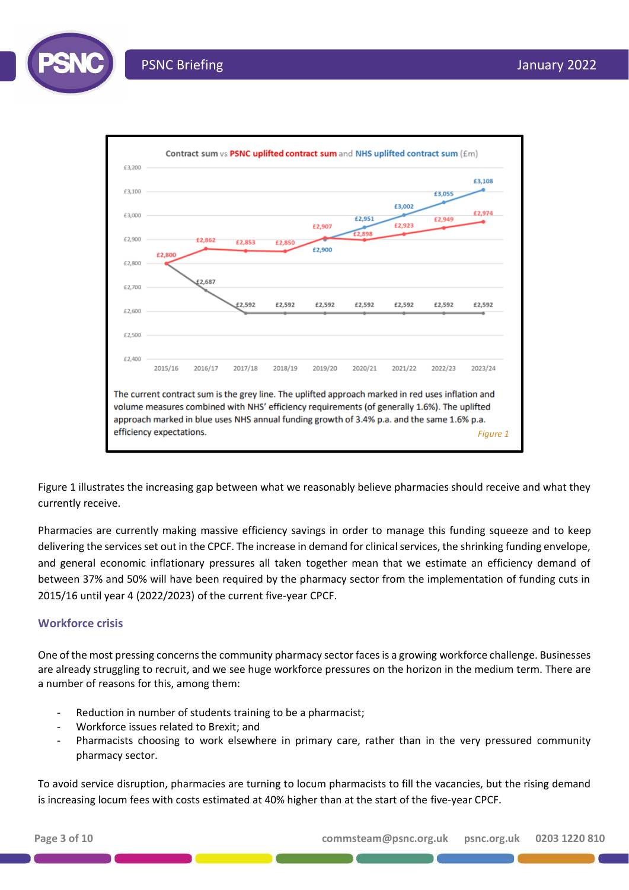**Contract sum vs PSNC uplifted contract sum and NHS uplifted contract sum (£m)**

| | 2015/16 | 2016/17 | 2017/18 | 2018/19 | 2019/20 | 2020/21 | 2021/22 | 2022/23 | 2023/24 |
|---|---|---|---|---|---|---|---|---|---|
| Contract sum | £2,800 | £2,687 | £2,592 | £2,592 | £2,592 | £2,592 | £2,592 | £2,592 | £2,592 |
| PSNC uplifted contract sum | £2,800 | £2,862 | £2,853 | £2,850 | £2,907 | £2,898 | £2,923 | £2,949 | £2,974 |
| NHS uplifted contract sum | | | | | £2,900 | £2,951 | £3,002 | £3,055 | £3,108 |

The current contract sum is the grey line. The uplifted approach marked in red uses inflation and volume measures combined with NHS' efficiency requirements (of generally 1.6%). The uplifted approach marked in blue uses NHS annual funding growth of 3.4% p.a. and the same 1.6% p.a. efficiency expectations.

*Figure 1*

Figure 1 illustrates the increasing gap between what we reasonably believe pharmacies should receive and what they currently receive.

Pharmacies are currently making massive efficiency savings in order to manage this funding squeeze and to keep delivering the services set out in the CPCF. The increase in demand for clinical services, the shrinking funding envelope, and general economic inflationary pressures all taken together mean that we estimate an efficiency demand of between 37% and 50% will have been required by the pharmacy sector from the implementation of funding cuts in 2015/16 until year 4 (2022/2023) of the current five-year CPCF.

## Workforce crisis

One of the most pressing concerns the community pharmacy sector faces is a growing workforce challenge. Businesses are already struggling to recruit, and we see huge workforce pressures on the horizon in the medium term. There are a number of reasons for this, among them:

- Reduction in number of students training to be a pharmacist;
- Workforce issues related to Brexit; and
- Pharmacists choosing to work elsewhere in primary care, rather than in the very pressured community pharmacy sector.

To avoid service disruption, pharmacies are turning to locum pharmacists to fill the vacancies, but the rising demand is increasing locum fees with costs estimated at 40% higher than at the start of the five-year CPCF.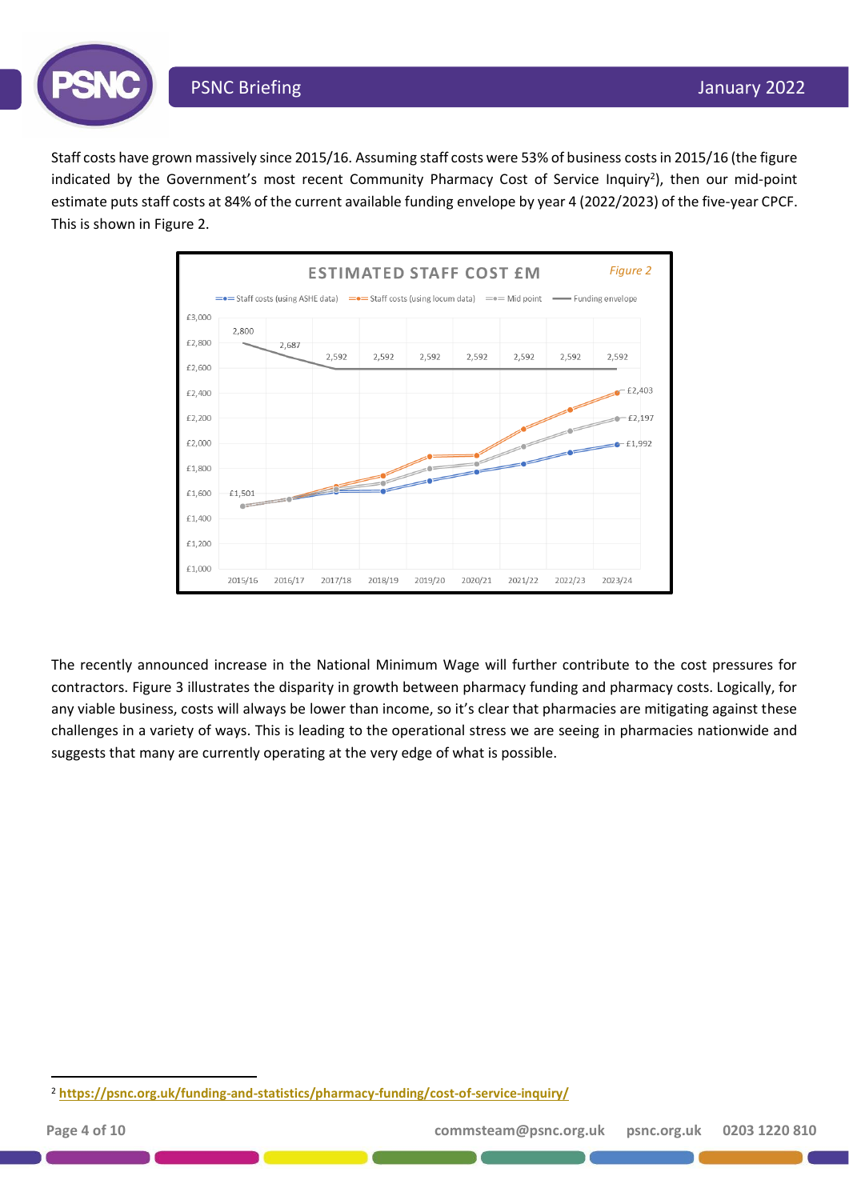Staff costs have grown massively since 2015/16. Assuming staff costs were 53% of business costs in 2015/16 (the figure indicated by the Government's most recent Community Pharmacy Cost of Service Inquiry[2]), then our mid-point estimate puts staff costs at 84% of the current available funding envelope by year 4 (2022/2023) of the five-year CPCF. This is shown in Figure 2.

**ESTIMATED STAFF COST £M** *Figure 2*

The recently announced increase in the National Minimum Wage will further contribute to the cost pressures for contractors. Figure 3 illustrates the disparity in growth between pharmacy funding and pharmacy costs. Logically, for any viable business, costs will always be lower than income, so it's clear that pharmacies are mitigating against these challenges in a variety of ways. This is leading to the operational stress we are seeing in pharmacies nationwide and suggests that many are currently operating at the very edge of what is possible.

[2] https://psnc.org.uk/funding-and-statistics/pharmacy-funding/cost-of-service-inquiry/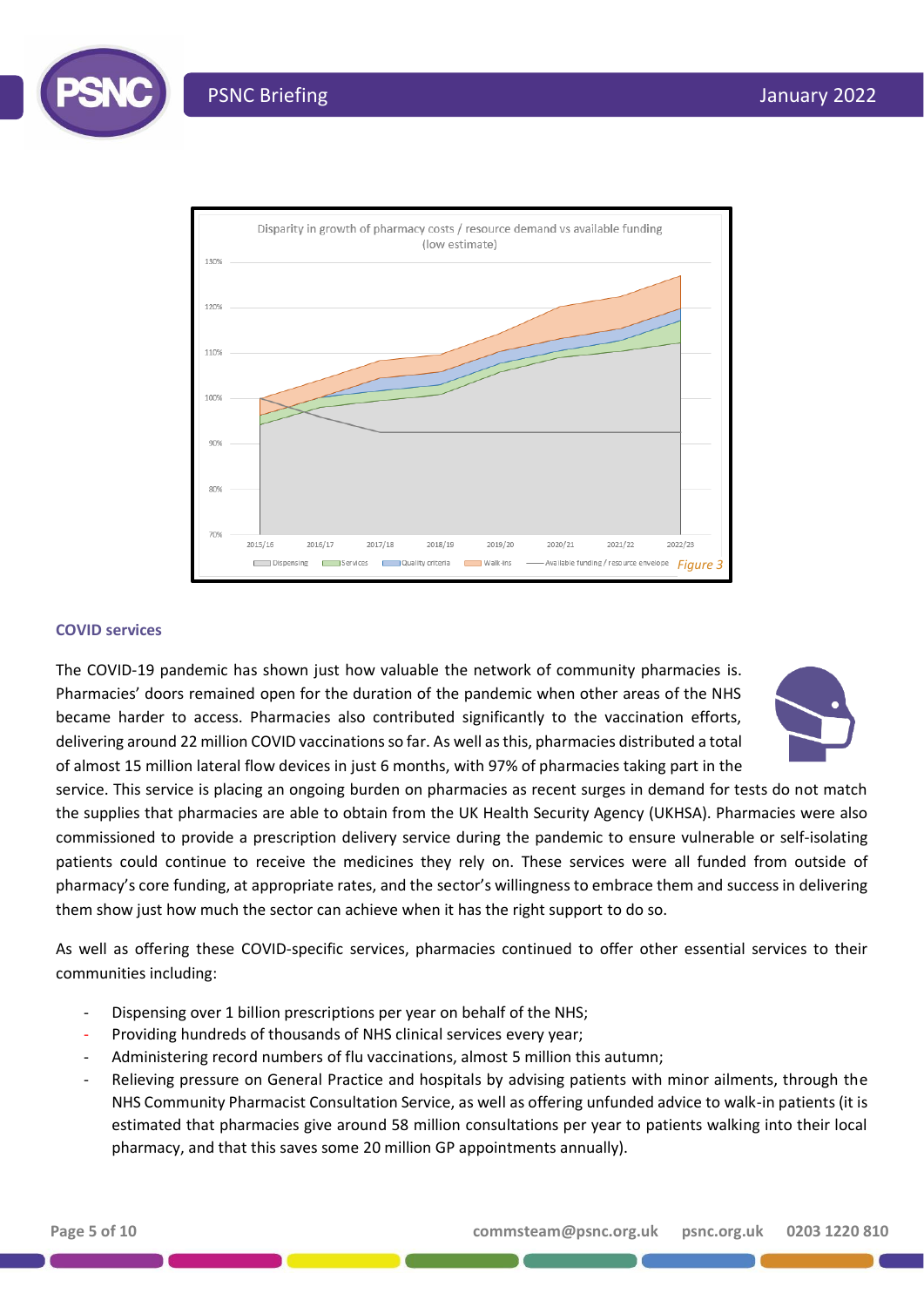Figure 3

## COVID services

The COVID-19 pandemic has shown just how valuable the network of community pharmacies is. Pharmacies' doors remained open for the duration of the pandemic when other areas of the NHS became harder to access. Pharmacies also contributed significantly to the vaccination efforts, delivering around 22 million COVID vaccinations so far. As well as this, pharmacies distributed a total of almost 15 million lateral flow devices in just 6 months, with 97% of pharmacies taking part in the service. This service is placing an ongoing burden on pharmacies as recent surges in demand for tests do not match the supplies that pharmacies are able to obtain from the UK Health Security Agency (UKHSA). Pharmacies were also commissioned to provide a prescription delivery service during the pandemic to ensure vulnerable or self-isolating patients could continue to receive the medicines they rely on. These services were all funded from outside of pharmacy's core funding, at appropriate rates, and the sector's willingness to embrace them and success in delivering them show just how much the sector can achieve when it has the right support to do so.

As well as offering these COVID-specific services, pharmacies continued to offer other essential services to their communities including:

- Dispensing over 1 billion prescriptions per year on behalf of the NHS;
- Providing hundreds of thousands of NHS clinical services every year;
- Administering record numbers of flu vaccinations, almost 5 million this autumn;
- Relieving pressure on General Practice and hospitals by advising patients with minor ailments, through the NHS Community Pharmacist Consultation Service, as well as offering unfunded advice to walk-in patients (it is estimated that pharmacies give around 58 million consultations per year to patients walking into their local pharmacy, and that this saves some 20 million GP appointments annually).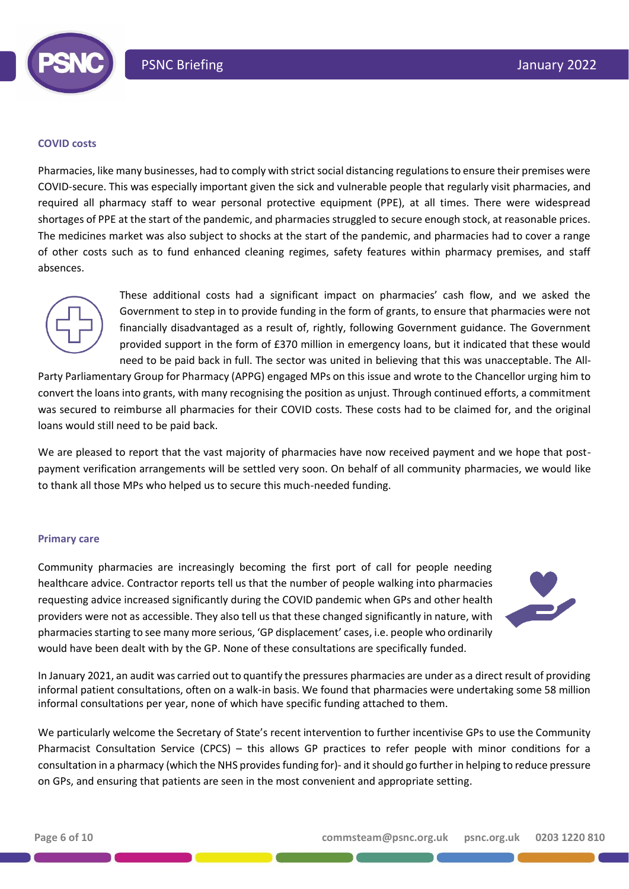### COVID costs

Pharmacies, like many businesses, had to comply with strict social distancing regulations to ensure their premises were COVID-secure. This was especially important given the sick and vulnerable people that regularly visit pharmacies, and required all pharmacy staff to wear personal protective equipment (PPE), at all times. There were widespread shortages of PPE at the start of the pandemic, and pharmacies struggled to secure enough stock, at reasonable prices. The medicines market was also subject to shocks at the start of the pandemic, and pharmacies had to cover a range of other costs such as to fund enhanced cleaning regimes, safety features within pharmacy premises, and staff absences.

These additional costs had a significant impact on pharmacies' cash flow, and we asked the Government to step in to provide funding in the form of grants, to ensure that pharmacies were not financially disadvantaged as a result of, rightly, following Government guidance. The Government provided support in the form of £370 million in emergency loans, but it indicated that these would need to be paid back in full. The sector was united in believing that this was unacceptable. The All-Party Parliamentary Group for Pharmacy (APPG) engaged MPs on this issue and wrote to the Chancellor urging him to convert the loans into grants, with many recognising the position as unjust. Through continued efforts, a commitment was secured to reimburse all pharmacies for their COVID costs. These costs had to be claimed for, and the original loans would still need to be paid back.

We are pleased to report that the vast majority of pharmacies have now received payment and we hope that post-payment verification arrangements will be settled very soon. On behalf of all community pharmacies, we would like to thank all those MPs who helped us to secure this much-needed funding.

### Primary care

Community pharmacies are increasingly becoming the first port of call for people needing healthcare advice. Contractor reports tell us that the number of people walking into pharmacies requesting advice increased significantly during the COVID pandemic when GPs and other health providers were not as accessible. They also tell us that these changed significantly in nature, with pharmacies starting to see many more serious, 'GP displacement' cases, i.e. people who ordinarily would have been dealt with by the GP. None of these consultations are specifically funded.

In January 2021, an audit was carried out to quantify the pressures pharmacies are under as a direct result of providing informal patient consultations, often on a walk-in basis. We found that pharmacies were undertaking some 58 million informal consultations per year, none of which have specific funding attached to them.

We particularly welcome the Secretary of State's recent intervention to further incentivise GPs to use the Community Pharmacist Consultation Service (CPCS) – this allows GP practices to refer people with minor conditions for a consultation in a pharmacy (which the NHS provides funding for)- and it should go further in helping to reduce pressure on GPs, and ensuring that patients are seen in the most convenient and appropriate setting.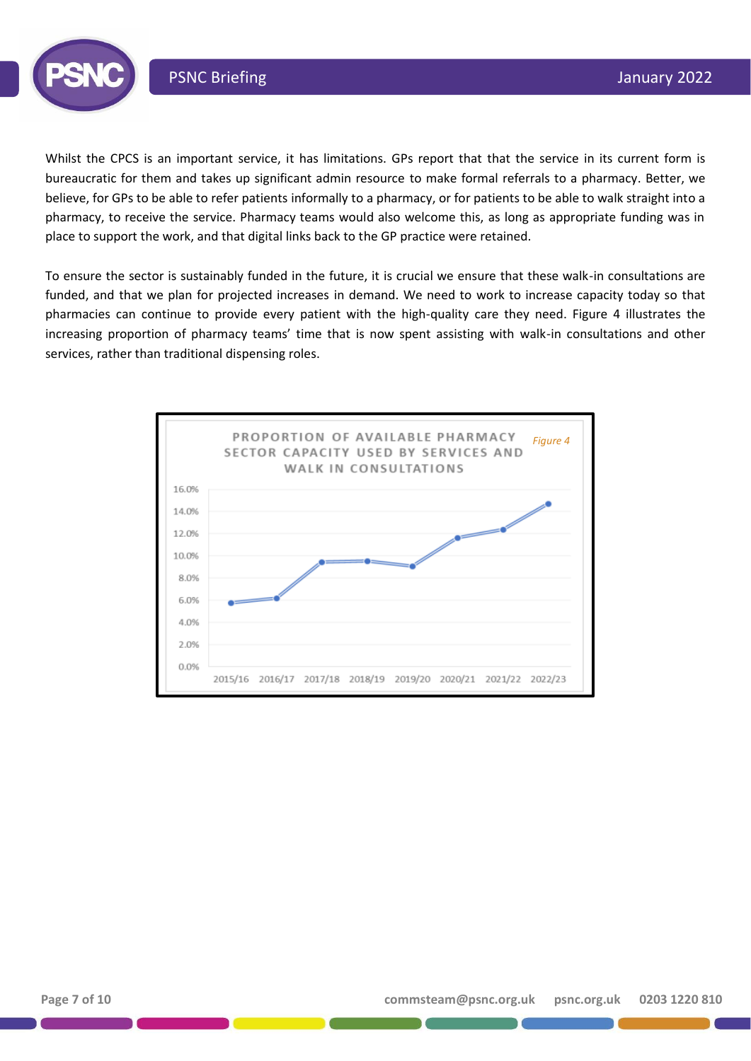Whilst the CPCS is an important service, it has limitations. GPs report that that the service in its current form is bureaucratic for them and takes up significant admin resource to make formal referrals to a pharmacy. Better, we believe, for GPs to be able to refer patients informally to a pharmacy, or for patients to be able to walk straight into a pharmacy, to receive the service. Pharmacy teams would also welcome this, as long as appropriate funding was in place to support the work, and that digital links back to the GP practice were retained.

To ensure the sector is sustainably funded in the future, it is crucial we ensure that these walk-in consultations are funded, and that we plan for projected increases in demand. We need to work to increase capacity today so that pharmacies can continue to provide every patient with the high-quality care they need. Figure 4 illustrates the increasing proportion of pharmacy teams' time that is now spent assisting with walk-in consultations and other services, rather than traditional dispensing roles.

PROPORTION OF AVAILABLE PHARMACY SECTOR CAPACITY USED BY SERVICES AND WALK IN CONSULTATIONS

*Figure 4*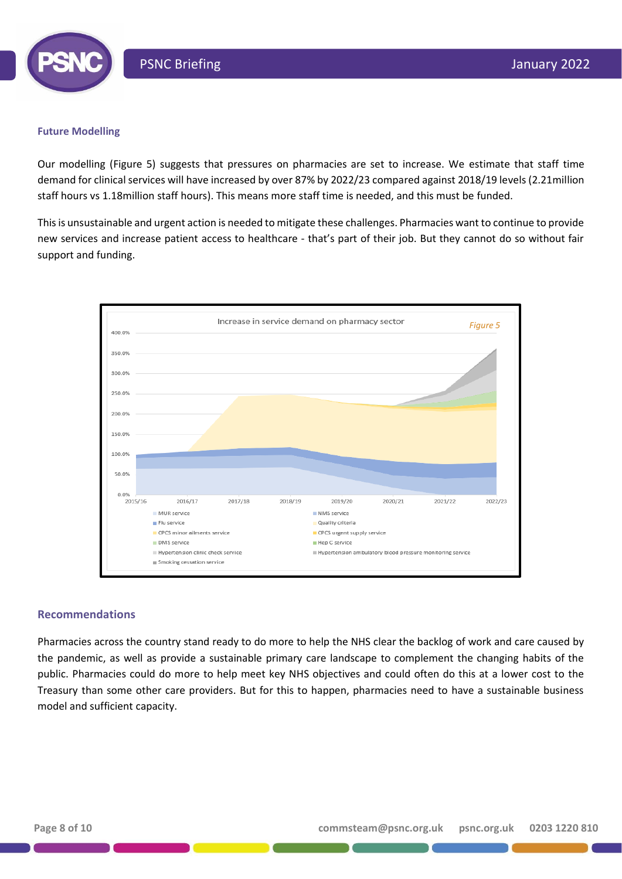### Future Modelling

Our modelling (Figure 5) suggests that pressures on pharmacies are set to increase. We estimate that staff time demand for clinical services will have increased by over 87% by 2022/23 compared against 2018/19 levels (2.21million staff hours vs 1.18million staff hours). This means more staff time is needed, and this must be funded.

This is unsustainable and urgent action is needed to mitigate these challenges. Pharmacies want to continue to provide new services and increase patient access to healthcare - that's part of their job. But they cannot do so without fair support and funding.

Increase in service demand on pharmacy sector

*Figure 5*

### Recommendations

Pharmacies across the country stand ready to do more to help the NHS clear the backlog of work and care caused by the pandemic, as well as provide a sustainable primary care landscape to complement the changing habits of the public. Pharmacies could do more to help meet key NHS objectives and could often do this at a lower cost to the Treasury than some other care providers. But for this to happen, pharmacies need to have a sustainable business model and sufficient capacity.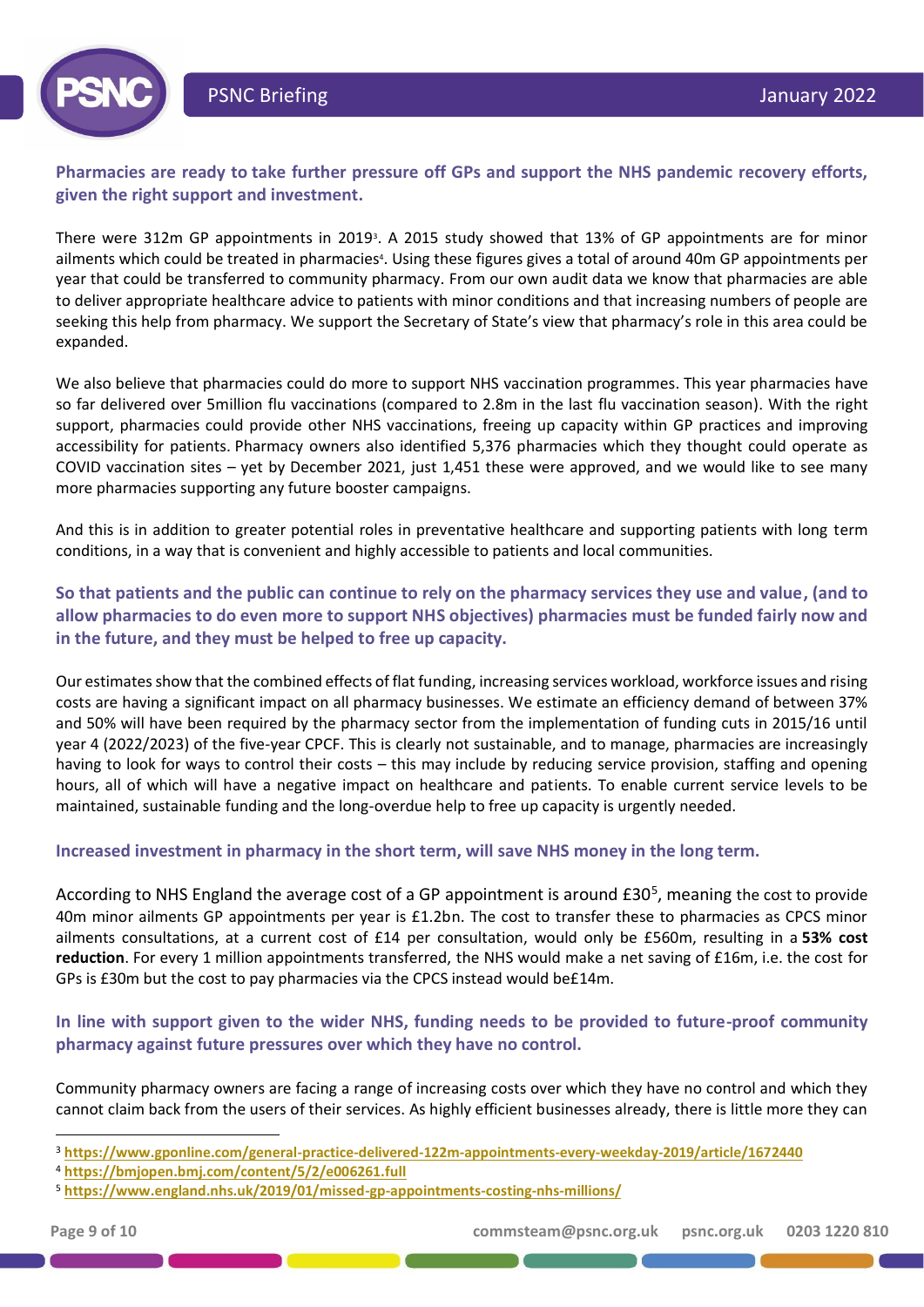**Pharmacies are ready to take further pressure off GPs and support the NHS pandemic recovery efforts, given the right support and investment.**

There were 312m GP appointments in 2019[3]. A 2015 study showed that 13% of GP appointments are for minor ailments which could be treated in pharmacies[4]. Using these figures gives a total of around 40m GP appointments per year that could be transferred to community pharmacy. From our own audit data we know that pharmacies are able to deliver appropriate healthcare advice to patients with minor conditions and that increasing numbers of people are seeking this help from pharmacy. We support the Secretary of State's view that pharmacy's role in this area could be expanded.

We also believe that pharmacies could do more to support NHS vaccination programmes. This year pharmacies have so far delivered over 5million flu vaccinations (compared to 2.8m in the last flu vaccination season). With the right support, pharmacies could provide other NHS vaccinations, freeing up capacity within GP practices and improving accessibility for patients. Pharmacy owners also identified 5,376 pharmacies which they thought could operate as COVID vaccination sites – yet by December 2021, just 1,451 these were approved, and we would like to see many more pharmacies supporting any future booster campaigns.

And this is in addition to greater potential roles in preventative healthcare and supporting patients with long term conditions, in a way that is convenient and highly accessible to patients and local communities.

**So that patients and the public can continue to rely on the pharmacy services they use and value, (and to allow pharmacies to do even more to support NHS objectives) pharmacies must be funded fairly now and in the future, and they must be helped to free up capacity.**

Our estimates show that the combined effects of flat funding, increasing services workload, workforce issues and rising costs are having a significant impact on all pharmacy businesses. We estimate an efficiency demand of between 37% and 50% will have been required by the pharmacy sector from the implementation of funding cuts in 2015/16 until year 4 (2022/2023) of the five-year CPCF. This is clearly not sustainable, and to manage, pharmacies are increasingly having to look for ways to control their costs – this may include by reducing service provision, staffing and opening hours, all of which will have a negative impact on healthcare and patients. To enable current service levels to be maintained, sustainable funding and the long-overdue help to free up capacity is urgently needed.

**Increased investment in pharmacy in the short term, will save NHS money in the long term.**

According to NHS England the average cost of a GP appointment is around £30[5], meaning the cost to provide 40m minor ailments GP appointments per year is £1.2bn. The cost to transfer these to pharmacies as CPCS minor ailments consultations, at a current cost of £14 per consultation, would only be £560m, resulting in a **53% cost reduction**. For every 1 million appointments transferred, the NHS would make a net saving of £16m, i.e. the cost for GPs is £30m but the cost to pay pharmacies via the CPCS instead would be£14m.

**In line with support given to the wider NHS, funding needs to be provided to future-proof community pharmacy against future pressures over which they have no control.**

Community pharmacy owners are facing a range of increasing costs over which they have no control and which they cannot claim back from the users of their services. As highly efficient businesses already, there is little more they can

---

[3] https://www.gponline.com/general-practice-delivered-122m-appointments-every-weekday-2019/article/1672440

[4] https://bmjopen.bmj.com/content/5/2/e006261.full

[5] https://www.england.nhs.uk/2019/01/missed-gp-appointments-costing-nhs-millions/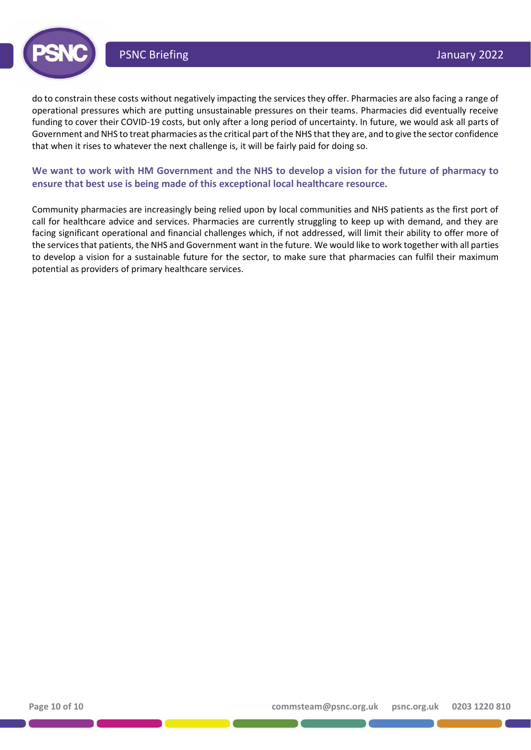do to constrain these costs without negatively impacting the services they offer. Pharmacies are also facing a range of operational pressures which are putting unsustainable pressures on their teams. Pharmacies did eventually receive funding to cover their COVID-19 costs, but only after a long period of uncertainty. In future, we would ask all parts of Government and NHS to treat pharmacies as the critical part of the NHS that they are, and to give the sector confidence that when it rises to whatever the next challenge is, it will be fairly paid for doing so.

**We want to work with HM Government and the NHS to develop a vision for the future of pharmacy to ensure that best use is being made of this exceptional local healthcare resource.**

Community pharmacies are increasingly being relied upon by local communities and NHS patients as the first port of call for healthcare advice and services. Pharmacies are currently struggling to keep up with demand, and they are facing significant operational and financial challenges which, if not addressed, will limit their ability to offer more of the services that patients, the NHS and Government want in the future. We would like to work together with all parties to develop a vision for a sustainable future for the sector, to make sure that pharmacies can fulfil their maximum potential as providers of primary healthcare services.